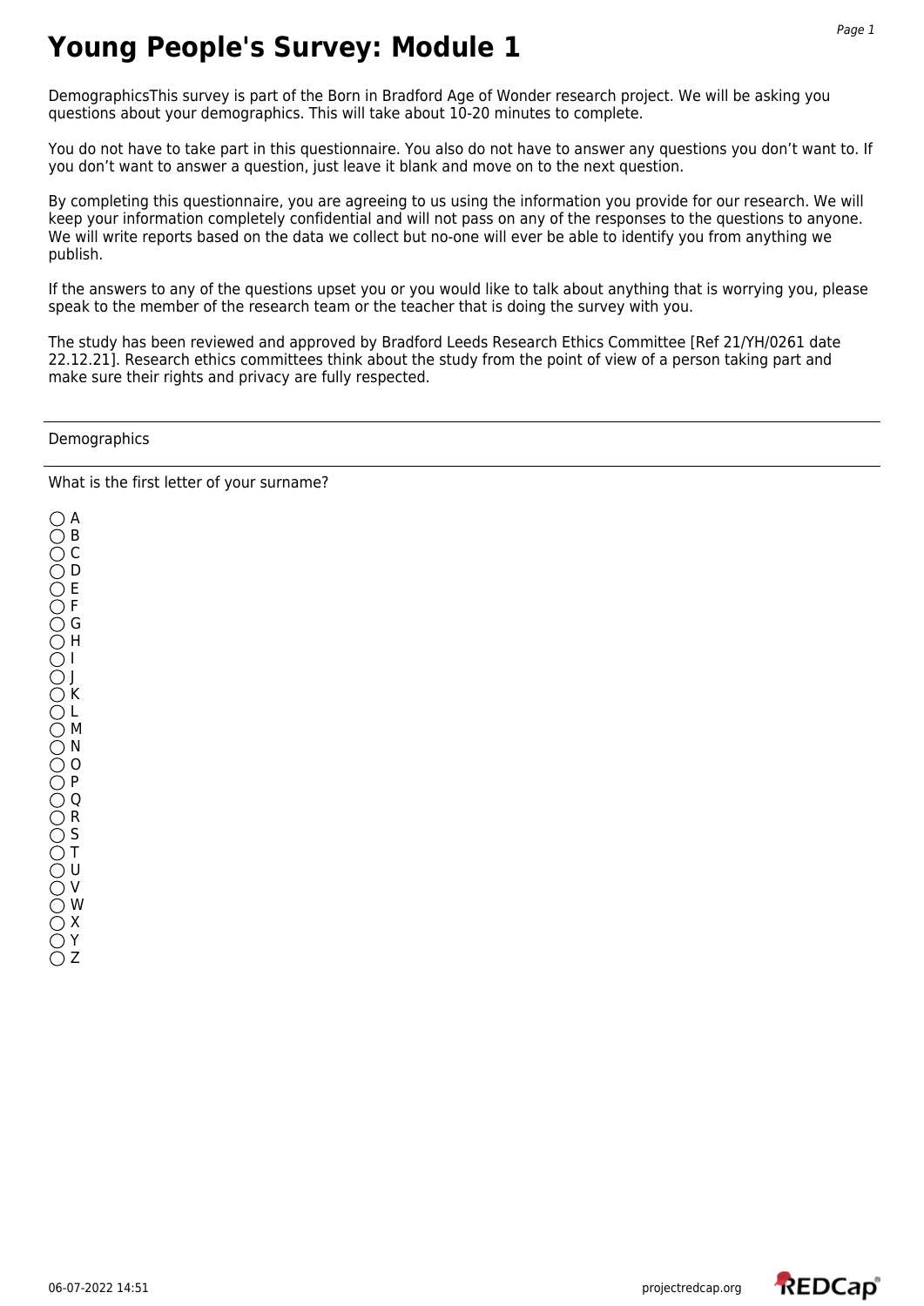# Young People's Survey: Module 1

DemographicsThis survey is part of the Born in Bradford Age of Wonder research project. We will be asking you questions about your demographics. This will take about 10-20 minutes to complete.

You do not have to take part in this questionnaire. You also do not have to answer any questions you don't want to. If you don't want to answer a question, just leave it blank and move on to the next question.

By completing this questionnaire, you are agreeing to us using the information you provide for our research. We will keep your information completely confidential and will not pass on any of the responses to the questions to anyone. We will write reports based on the data we collect but no-one will ever be able to identify you from anything we publish.

If the answers to any of the questions upset you or you would like to talk about anything that is worrying you, please speak to the member of the research team or the teacher that is doing the survey with you.

The study has been reviewed and approved by Bradford Leeds Research Ethics Committee [Ref 21/YH/0261 date 22.12.21]. Research ethics committees think about the study from the point of view of a person taking part and make sure their rights and privacy are fully respected.

---

Demographics

---

What is the first letter of your surname?

- ◯ A
- ◯ B
- ◯ C
- ◯ D
- ◯ E
- ◯ F
- ◯ G
- ◯ H
- ◯ I
- ◯ J
- ◯ K
- ◯ L
- ◯ M
- ◯ N
- ◯ O
- ◯ P
- ◯ Q
- ◯ R
- ◯ S
- ◯ T
- ◯ U
- ◯ V
- ◯ W
- ◯ X
- ◯ Y
- ◯ Z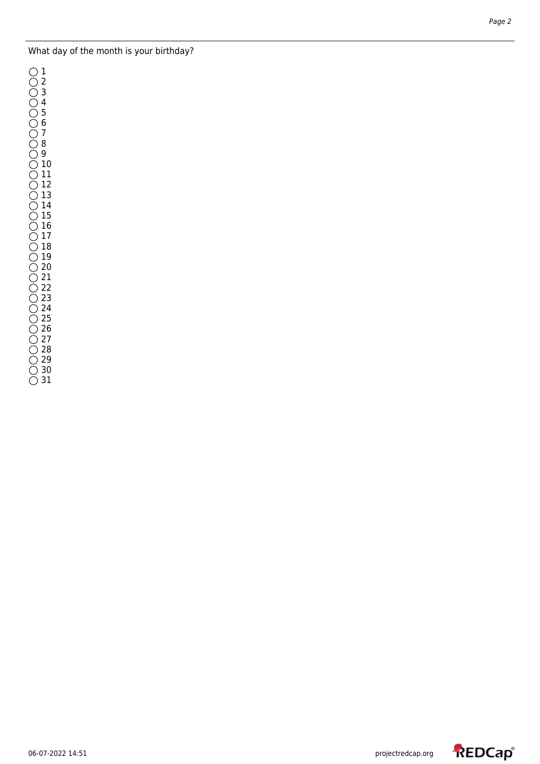What day of the month is your birthday?

- ◯ 1
- ◯ 2
- ◯ 3
- ◯ 4
- ◯ 5
- ◯ 6
- ◯ 7
- ◯ 8
- ◯ 9
- ◯ 10
- ◯ 11
- ◯ 12
- ◯ 13
- ◯ 14
- ◯ 15
- ◯ 16
- ◯ 17
- ◯ 18
- ◯ 19
- ◯ 20
- ◯ 21
- ◯ 22
- ◯ 23
- ◯ 24
- ◯ 25
- ◯ 26
- ◯ 27
- ◯ 28
- ◯ 29
- ◯ 30
- ◯ 31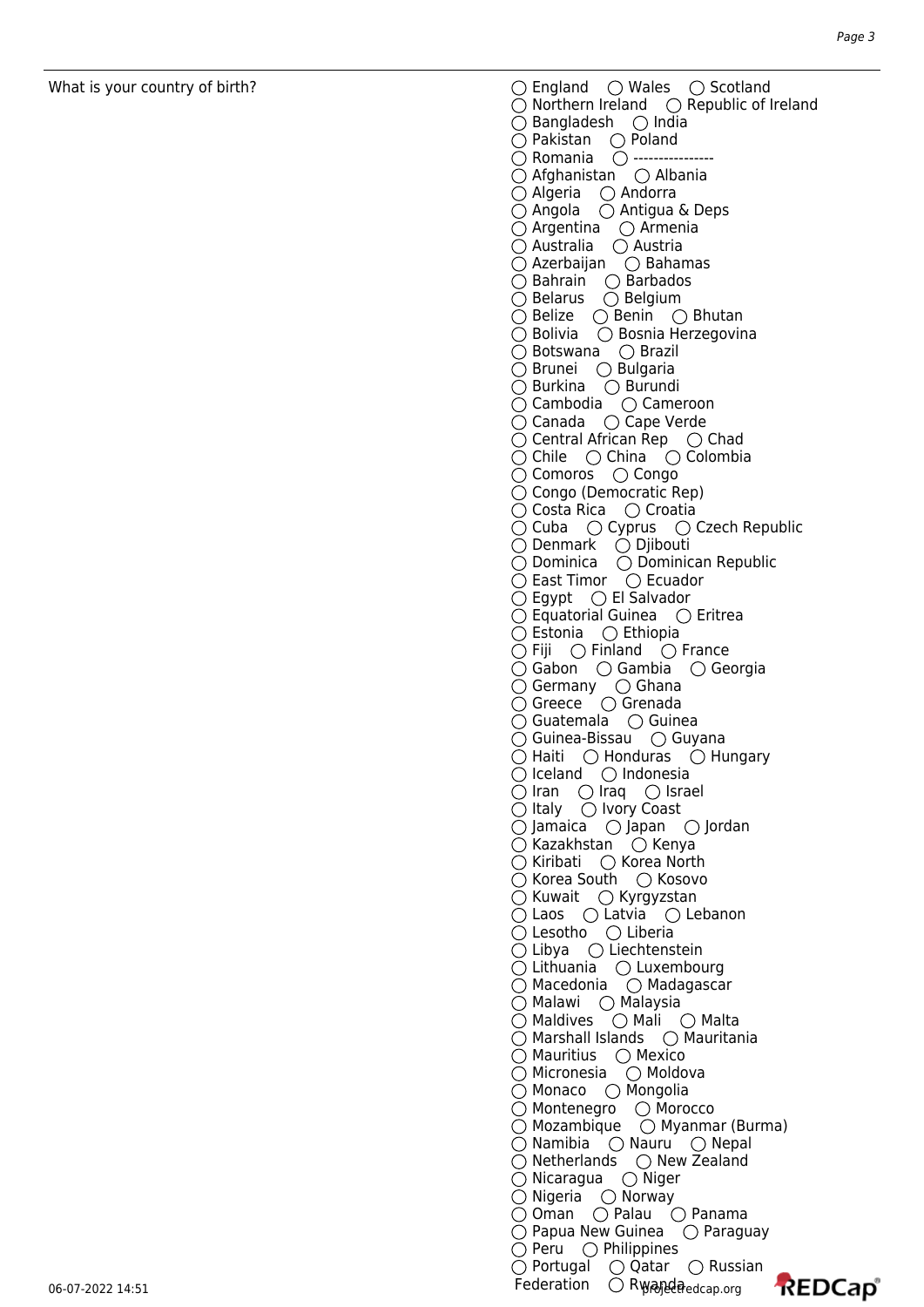What is your country of birth?

◯ England ◯ Wales ◯ Scotland
◯ Northern Ireland ◯ Republic of Ireland
◯ Bangladesh ◯ India
◯ Pakistan ◯ Poland
◯ Romania ◯ ----------------
◯ Afghanistan ◯ Albania
◯ Algeria ◯ Andorra
◯ Angola ◯ Antigua & Deps
◯ Argentina ◯ Armenia
◯ Australia ◯ Austria
◯ Azerbaijan ◯ Bahamas
◯ Bahrain ◯ Barbados
◯ Belarus ◯ Belgium
◯ Belize ◯ Benin ◯ Bhutan
◯ Bolivia ◯ Bosnia Herzegovina
◯ Botswana ◯ Brazil
◯ Brunei ◯ Bulgaria
◯ Burkina ◯ Burundi
◯ Cambodia ◯ Cameroon
◯ Canada ◯ Cape Verde
◯ Central African Rep ◯ Chad
◯ Chile ◯ China ◯ Colombia
◯ Comoros ◯ Congo
◯ Congo (Democratic Rep)
◯ Costa Rica ◯ Croatia
◯ Cuba ◯ Cyprus ◯ Czech Republic
◯ Denmark ◯ Djibouti
◯ Dominica ◯ Dominican Republic
◯ East Timor ◯ Ecuador
◯ Egypt ◯ El Salvador
◯ Equatorial Guinea ◯ Eritrea
◯ Estonia ◯ Ethiopia
◯ Fiji ◯ Finland ◯ France
◯ Gabon ◯ Gambia ◯ Georgia
◯ Germany ◯ Ghana
◯ Greece ◯ Grenada
◯ Guatemala ◯ Guinea
◯ Guinea-Bissau ◯ Guyana
◯ Haiti ◯ Honduras ◯ Hungary
◯ Iceland ◯ Indonesia
◯ Iran ◯ Iraq ◯ Israel
◯ Italy ◯ Ivory Coast
◯ Jamaica ◯ Japan ◯ Jordan
◯ Kazakhstan ◯ Kenya
◯ Kiribati ◯ Korea North
◯ Korea South ◯ Kosovo
◯ Kuwait ◯ Kyrgyzstan
◯ Laos ◯ Latvia ◯ Lebanon
◯ Lesotho ◯ Liberia
◯ Libya ◯ Liechtenstein
◯ Lithuania ◯ Luxembourg
◯ Macedonia ◯ Madagascar
◯ Malawi ◯ Malaysia
◯ Maldives ◯ Mali ◯ Malta
◯ Marshall Islands ◯ Mauritania
◯ Mauritius ◯ Mexico
◯ Micronesia ◯ Moldova
◯ Monaco ◯ Mongolia
◯ Montenegro ◯ Morocco
◯ Mozambique ◯ Myanmar (Burma)
◯ Namibia ◯ Nauru ◯ Nepal
◯ Netherlands ◯ New Zealand
◯ Nicaragua ◯ Niger
◯ Nigeria ◯ Norway
◯ Oman ◯ Palau ◯ Panama
◯ Papua New Guinea ◯ Paraguay
◯ Peru ◯ Philippines
◯ Portugal ◯ Qatar ◯ Russian Federation ◯ Rwanda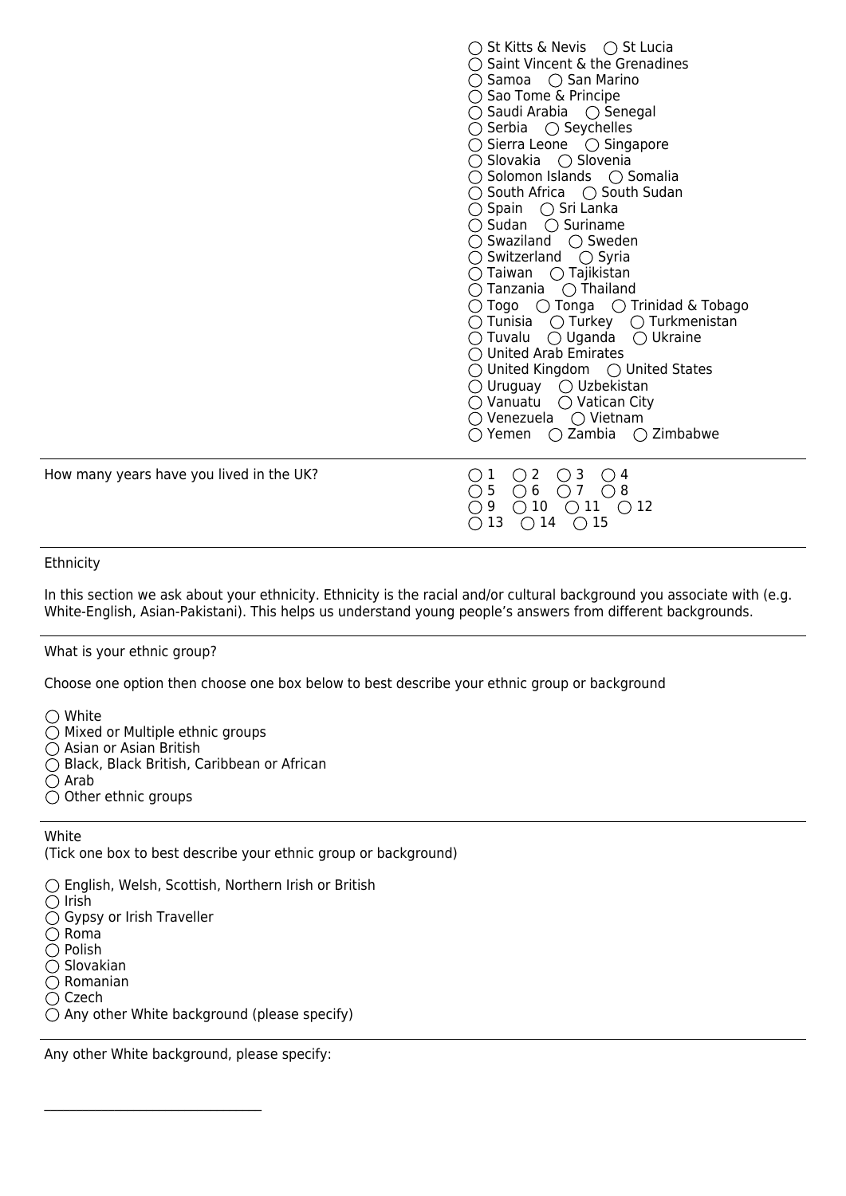○ St Kitts & Nevis ○ St Lucia
○ Saint Vincent & the Grenadines
○ Samoa ○ San Marino
○ Sao Tome & Principe
○ Saudi Arabia ○ Senegal
○ Serbia ○ Seychelles
○ Sierra Leone ○ Singapore
○ Slovakia ○ Slovenia
○ Solomon Islands ○ Somalia
○ South Africa ○ South Sudan
○ Spain ○ Sri Lanka
○ Sudan ○ Suriname
○ Swaziland ○ Sweden
○ Switzerland ○ Syria
○ Taiwan ○ Tajikistan
○ Tanzania ○ Thailand
○ Togo ○ Tonga ○ Trinidad & Tobago
○ Tunisia ○ Turkey ○ Turkmenistan
○ Tuvalu ○ Uganda ○ Ukraine
○ United Arab Emirates
○ United Kingdom ○ United States
○ Uruguay ○ Uzbekistan
○ Vanuatu ○ Vatican City
○ Venezuela ○ Vietnam
○ Yemen ○ Zambia ○ Zimbabwe

---

How many years have you lived in the UK?

○ 1 ○ 2 ○ 3 ○ 4
○ 5 ○ 6 ○ 7 ○ 8
○ 9 ○ 10 ○ 11 ○ 12
○ 13 ○ 14 ○ 15

---

Ethnicity

In this section we ask about your ethnicity. Ethnicity is the racial and/or cultural background you associate with (e.g. White-English, Asian-Pakistani). This helps us understand young people's answers from different backgrounds.

---

What is your ethnic group?

Choose one option then choose one box below to best describe your ethnic group or background

○ White
○ Mixed or Multiple ethnic groups
○ Asian or Asian British
○ Black, Black British, Caribbean or African
○ Arab
○ Other ethnic groups

---

White
(Tick one box to best describe your ethnic group or background)

○ English, Welsh, Scottish, Northern Irish or British
○ Irish
○ Gypsy or Irish Traveller
○ Roma
○ Polish
○ Slovakian
○ Romanian
○ Czech
○ Any other White background (please specify)

---

Any other White background, please specify:

________________________________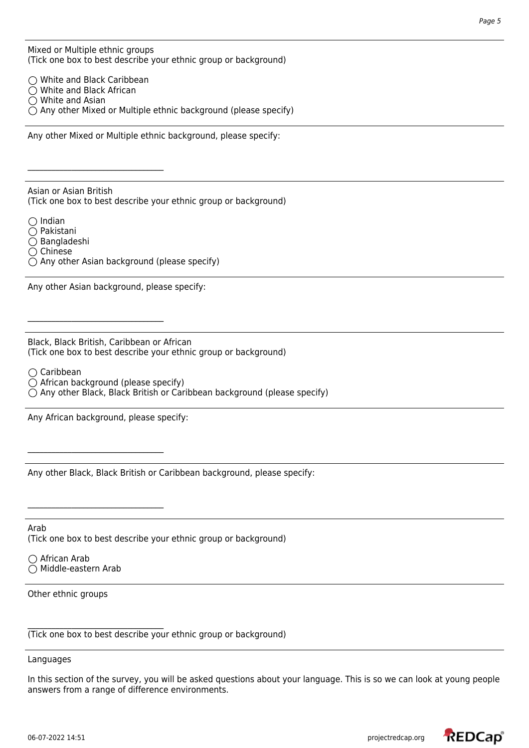Mixed or Multiple ethnic groups
(Tick one box to best describe your ethnic group or background)

◯ White and Black Caribbean
◯ White and Black African
◯ White and Asian
◯ Any other Mixed or Multiple ethnic background (please specify)

---

Any other Mixed or Multiple ethnic background, please specify:

________________________________

---

Asian or Asian British
(Tick one box to best describe your ethnic group or background)

◯ Indian
◯ Pakistani
◯ Bangladeshi
◯ Chinese
◯ Any other Asian background (please specify)

---

Any other Asian background, please specify:

________________________________

---

Black, Black British, Caribbean or African
(Tick one box to best describe your ethnic group or background)

◯ Caribbean
◯ African background (please specify)
◯ Any other Black, Black British or Caribbean background (please specify)

---

Any African background, please specify:

________________________________

---

Any other Black, Black British or Caribbean background, please specify:

________________________________

---

Arab
(Tick one box to best describe your ethnic group or background)

◯ African Arab
◯ Middle-eastern Arab

---

Other ethnic groups

________________________________
(Tick one box to best describe your ethnic group or background)

---

Languages

In this section of the survey, you will be asked questions about your language. This is so we can look at young people answers from a range of difference environments.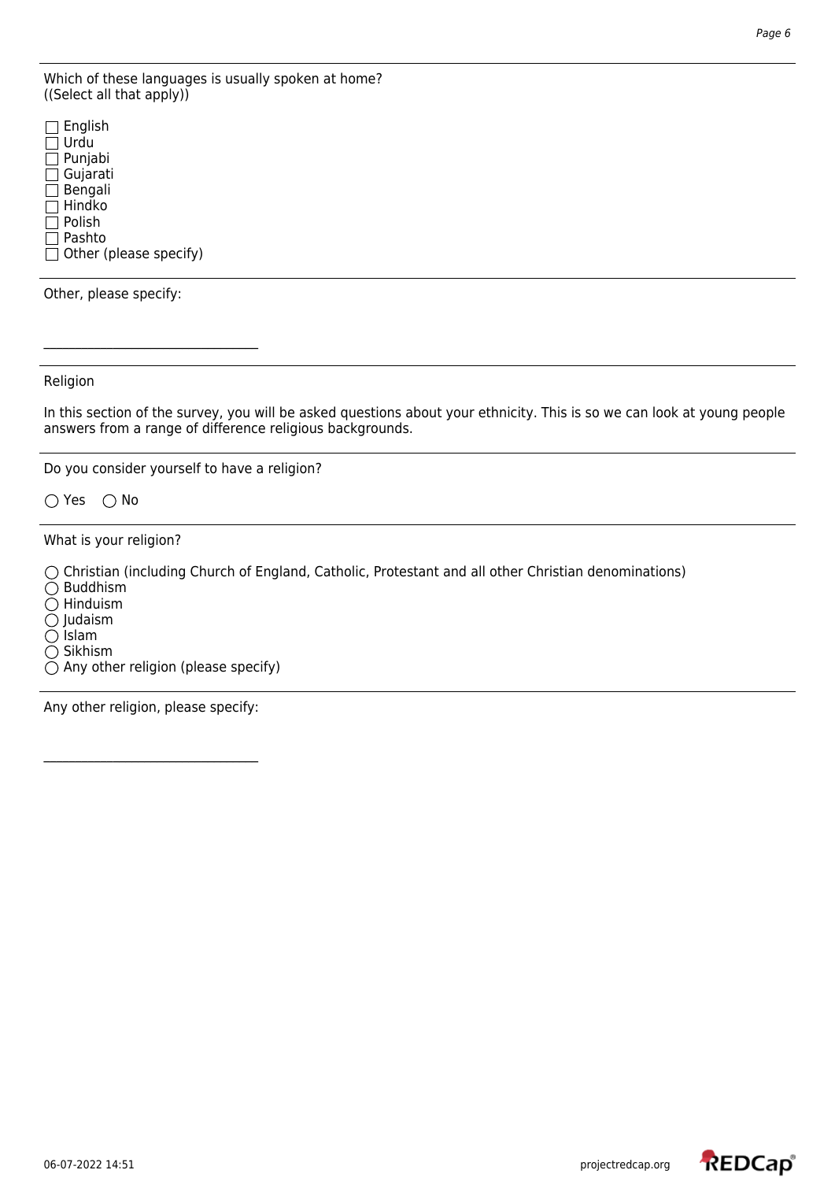Which of these languages is usually spoken at home?
((Select all that apply))

- ☐ English
- ☐ Urdu
- ☐ Punjabi
- ☐ Gujarati
- ☐ Bengali
- ☐ Hindko
- ☐ Polish
- ☐ Pashto
- ☐ Other (please specify)

---

Other, please specify:

__________________________________

---

Religion

In this section of the survey, you will be asked questions about your ethnicity. This is so we can look at young people answers from a range of difference religious backgrounds.

---

Do you consider yourself to have a religion?

◯ Yes ◯ No

---

What is your religion?

- ◯ Christian (including Church of England, Catholic, Protestant and all other Christian denominations)
- ◯ Buddhism
- ◯ Hinduism
- ◯ Judaism
- ◯ Islam
- ◯ Sikhism
- ◯ Any other religion (please specify)

---

Any other religion, please specify:

__________________________________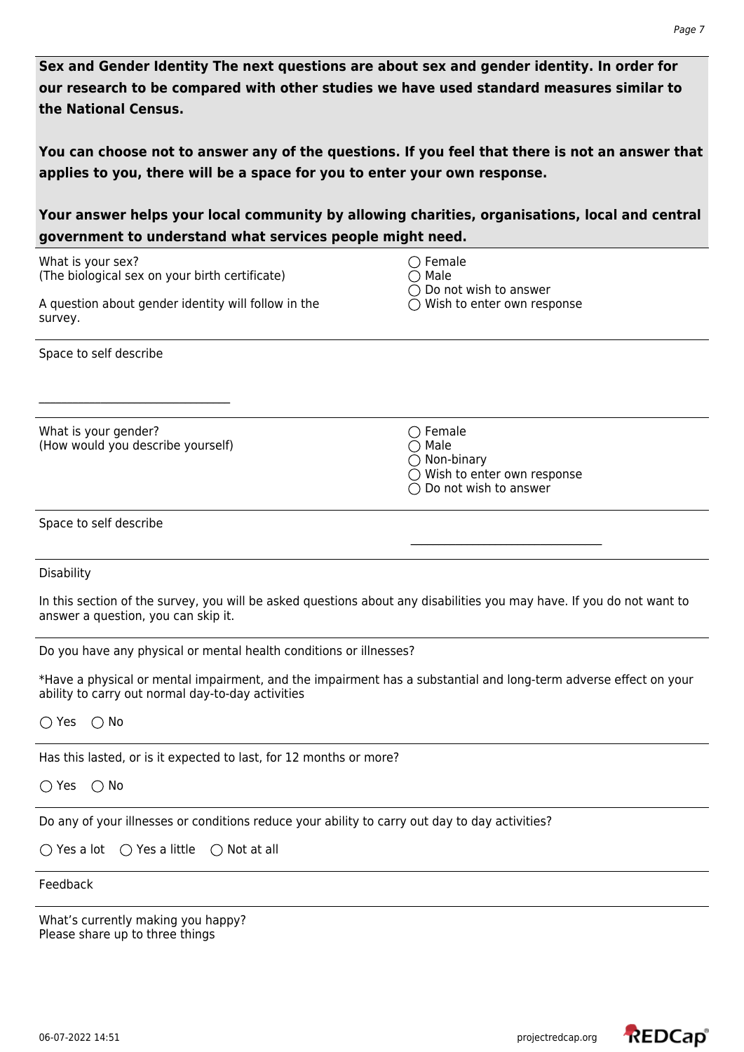**Sex and Gender Identity The next questions are about sex and gender identity. In order for our research to be compared with other studies we have used standard measures similar to the National Census.**

**You can choose not to answer any of the questions. If you feel that there is not an answer that applies to you, there will be a space for you to enter your own response.**

**Your answer helps your local community by allowing charities, organisations, local and central government to understand what services people might need.**

What is your sex?
(The biological sex on your birth certificate)

A question about gender identity will follow in the survey.

- ◯ Female
- ◯ Male
- ◯ Do not wish to answer
- ◯ Wish to enter own response

Space to self describe

__________________________________

What is your gender?
(How would you describe yourself)

- ◯ Female
- ◯ Male
- ◯ Non-binary
- ◯ Wish to enter own response
- ◯ Do not wish to answer

Space to self describe

__________________________________

Disability

In this section of the survey, you will be asked questions about any disabilities you may have. If you do not want to answer a question, you can skip it.

Do you have any physical or mental health conditions or illnesses?

*Have a physical or mental impairment, and the impairment has a substantial and long-term adverse effect on your ability to carry out normal day-to-day activities

◯ Yes ◯ No

Has this lasted, or is it expected to last, for 12 months or more?

◯ Yes ◯ No

Do any of your illnesses or conditions reduce your ability to carry out day to day activities?

◯ Yes a lot ◯ Yes a little ◯ Not at all

Feedback

What's currently making you happy?
Please share up to three things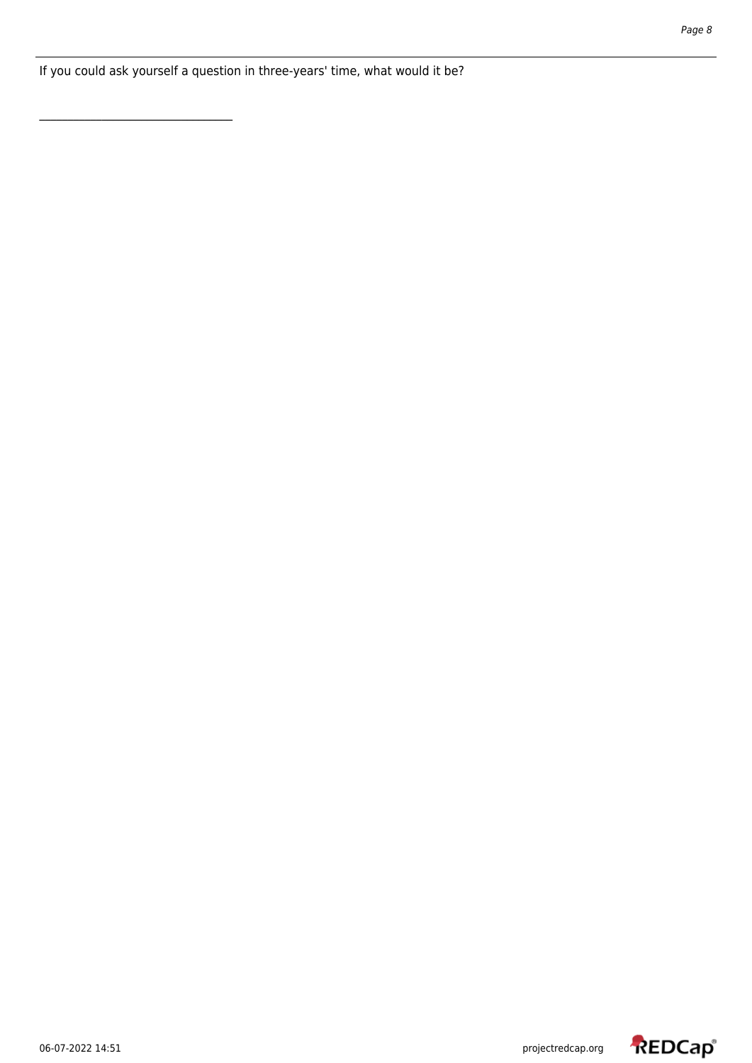If you could ask yourself a question in three-years' time, what would it be?

\_\_\_\_\_\_\_\_\_\_\_\_\_\_\_\_\_\_\_\_\_\_\_\_\_\_\_\_\_\_\_\_\_\_